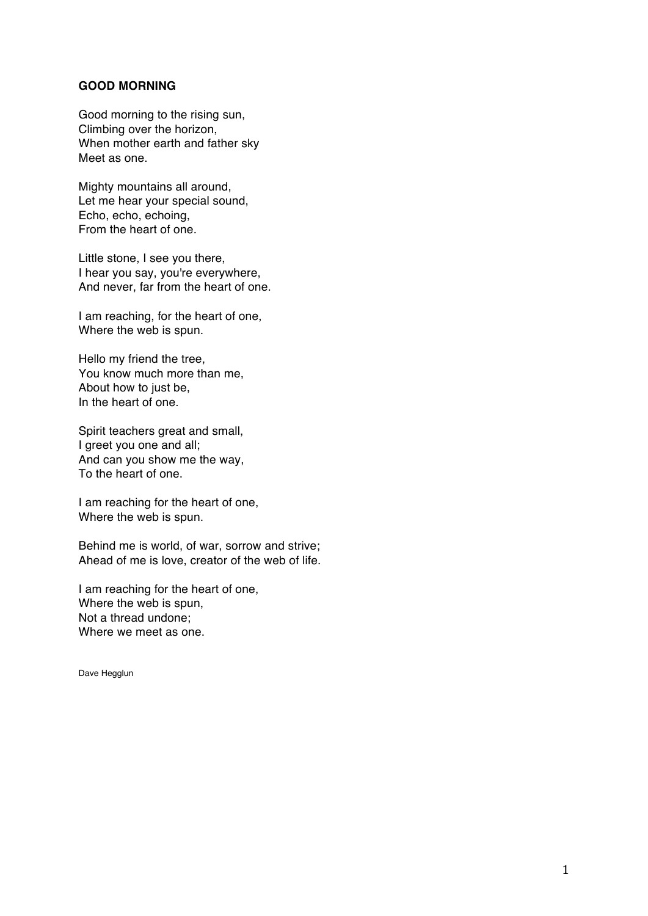**GOOD MORNING**

Good morning to the rising sun,
Climbing over the horizon,
When mother earth and father sky
Meet as one.

Mighty mountains all around,
Let me hear your special sound,
Echo, echo, echoing,
From the heart of one.

Little stone, I see you there,
I hear you say, you're everywhere,
And never, far from the heart of one.

I am reaching, for the heart of one,
Where the web is spun.

Hello my friend the tree,
You know much more than me,
About how to just be,
In the heart of one.

Spirit teachers great and small,
I greet you one and all;
And can you show me the way,
To the heart of one.

I am reaching for the heart of one,
Where the web is spun.

Behind me is world, of war, sorrow and strive;
Ahead of me is love, creator of the web of life.

I am reaching for the heart of one,
Where the web is spun,
Not a thread undone;
Where we meet as one.

Dave Hegglun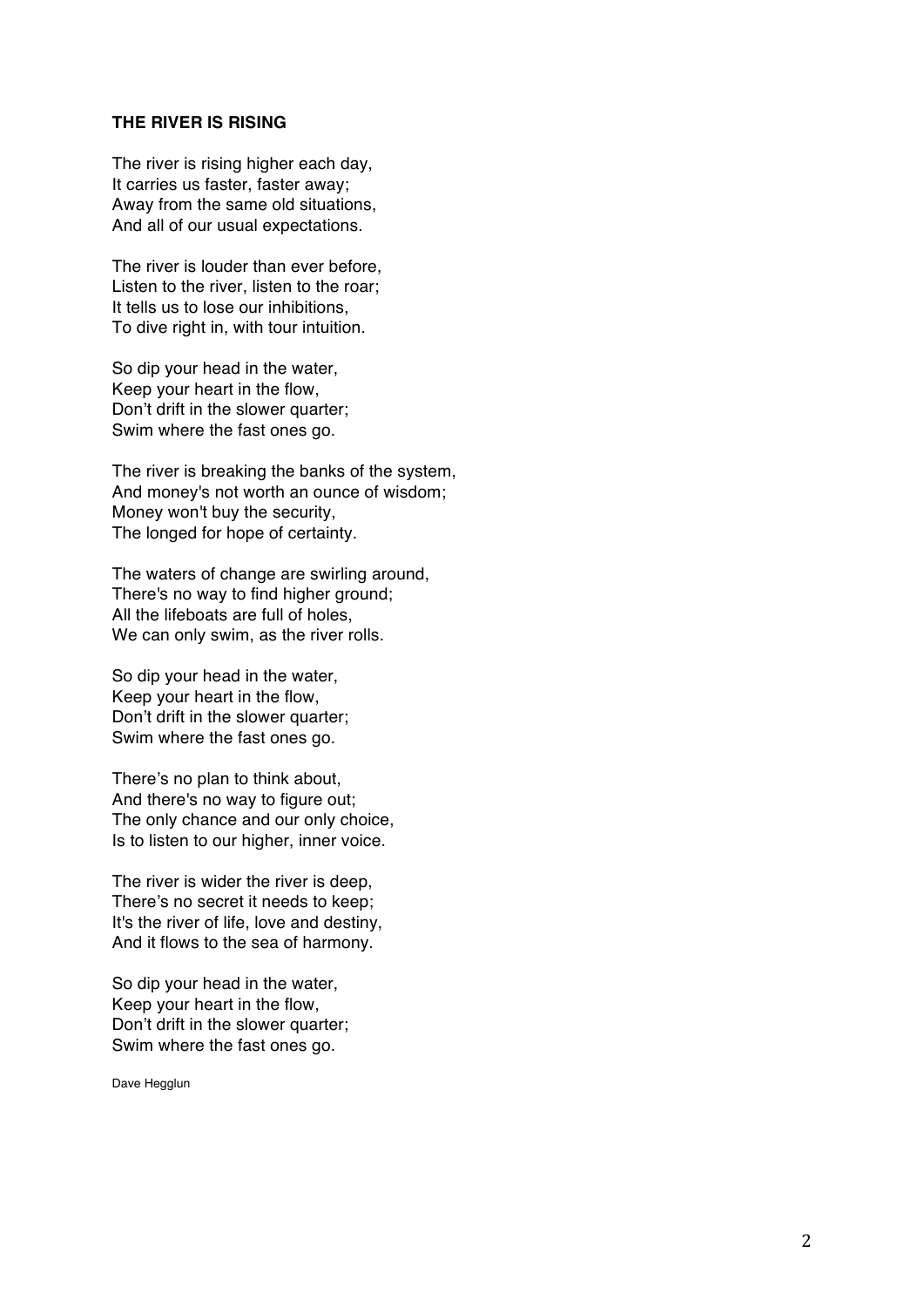## THE RIVER IS RISING

The river is rising higher each day,  
It carries us faster, faster away;  
Away from the same old situations,  
And all of our usual expectations.

The river is louder than ever before,  
Listen to the river, listen to the roar;  
It tells us to lose our inhibitions,  
To dive right in, with tour intuition.

So dip your head in the water,  
Keep your heart in the flow,  
Don't drift in the slower quarter;  
Swim where the fast ones go.

The river is breaking the banks of the system,  
And money's not worth an ounce of wisdom;  
Money won't buy the security,  
The longed for hope of certainty.

The waters of change are swirling around,  
There's no way to find higher ground;  
All the lifeboats are full of holes,  
We can only swim, as the river rolls.

So dip your head in the water,  
Keep your heart in the flow,  
Don't drift in the slower quarter;  
Swim where the fast ones go.

There's no plan to think about,  
And there's no way to figure out;  
The only chance and our only choice,  
Is to listen to our higher, inner voice.

The river is wider the river is deep,  
There's no secret it needs to keep;  
It's the river of life, love and destiny,  
And it flows to the sea of harmony.

So dip your head in the water,  
Keep your heart in the flow,  
Don't drift in the slower quarter;  
Swim where the fast ones go.

Dave Hegglun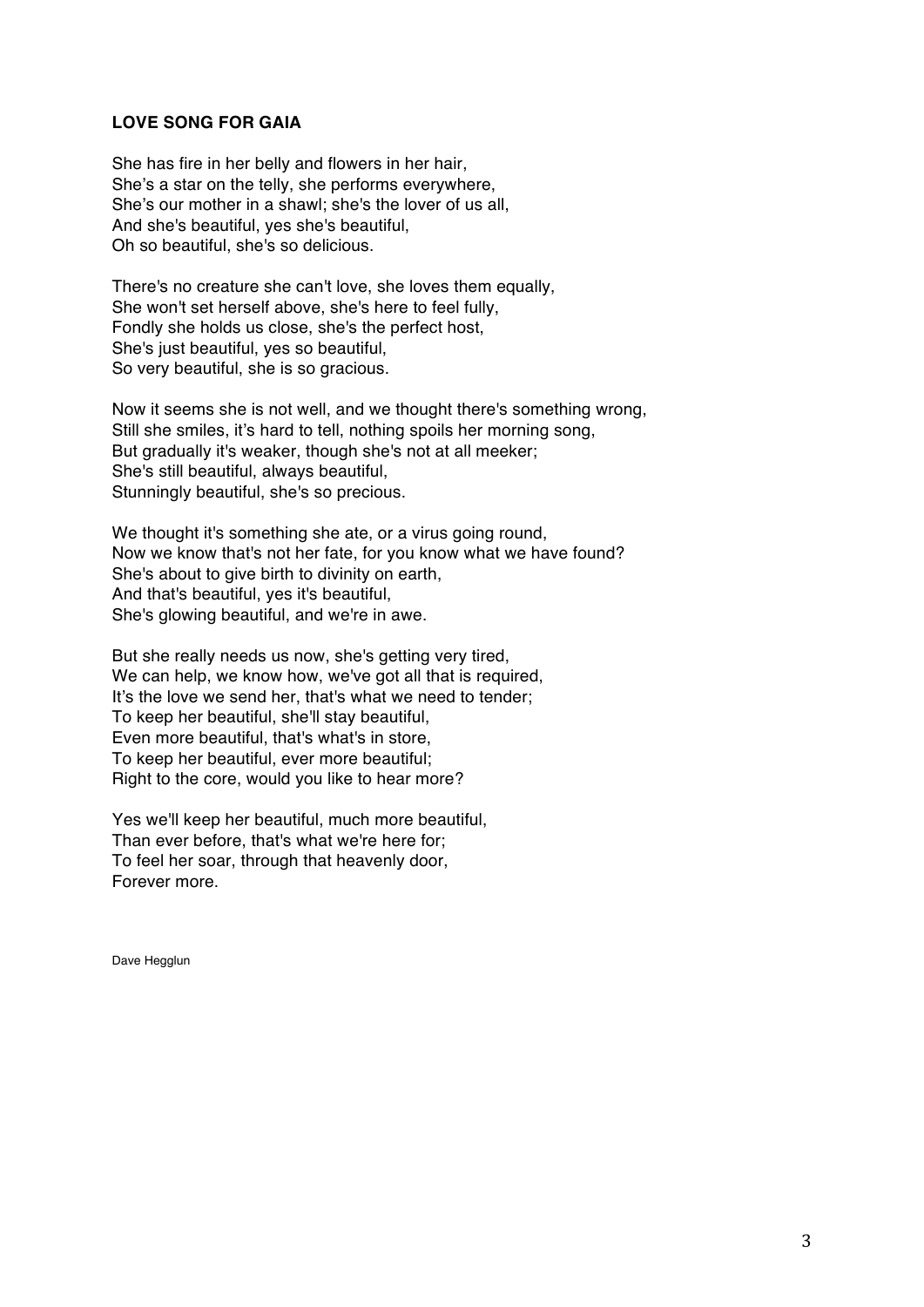**LOVE SONG FOR GAIA**

She has fire in her belly and flowers in her hair,
She's a star on the telly, she performs everywhere,
She's our mother in a shawl; she's the lover of us all,
And she's beautiful, yes she's beautiful,
Oh so beautiful, she's so delicious.

There's no creature she can't love, she loves them equally,
She won't set herself above, she's here to feel fully,
Fondly she holds us close, she's the perfect host,
She's just beautiful, yes so beautiful,
So very beautiful, she is so gracious.

Now it seems she is not well, and we thought there's something wrong,
Still she smiles, it's hard to tell, nothing spoils her morning song,
But gradually it's weaker, though she's not at all meeker;
She's still beautiful, always beautiful,
Stunningly beautiful, she's so precious.

We thought it's something she ate, or a virus going round,
Now we know that's not her fate, for you know what we have found?
She's about to give birth to divinity on earth,
And that's beautiful, yes it's beautiful,
She's glowing beautiful, and we're in awe.

But she really needs us now, she's getting very tired,
We can help, we know how, we've got all that is required,
It's the love we send her, that's what we need to tender;
To keep her beautiful, she'll stay beautiful,
Even more beautiful, that's what's in store,
To keep her beautiful, ever more beautiful;
Right to the core, would you like to hear more?

Yes we'll keep her beautiful, much more beautiful,
Than ever before, that's what we're here for;
To feel her soar, through that heavenly door,
Forever more.

Dave Hegglun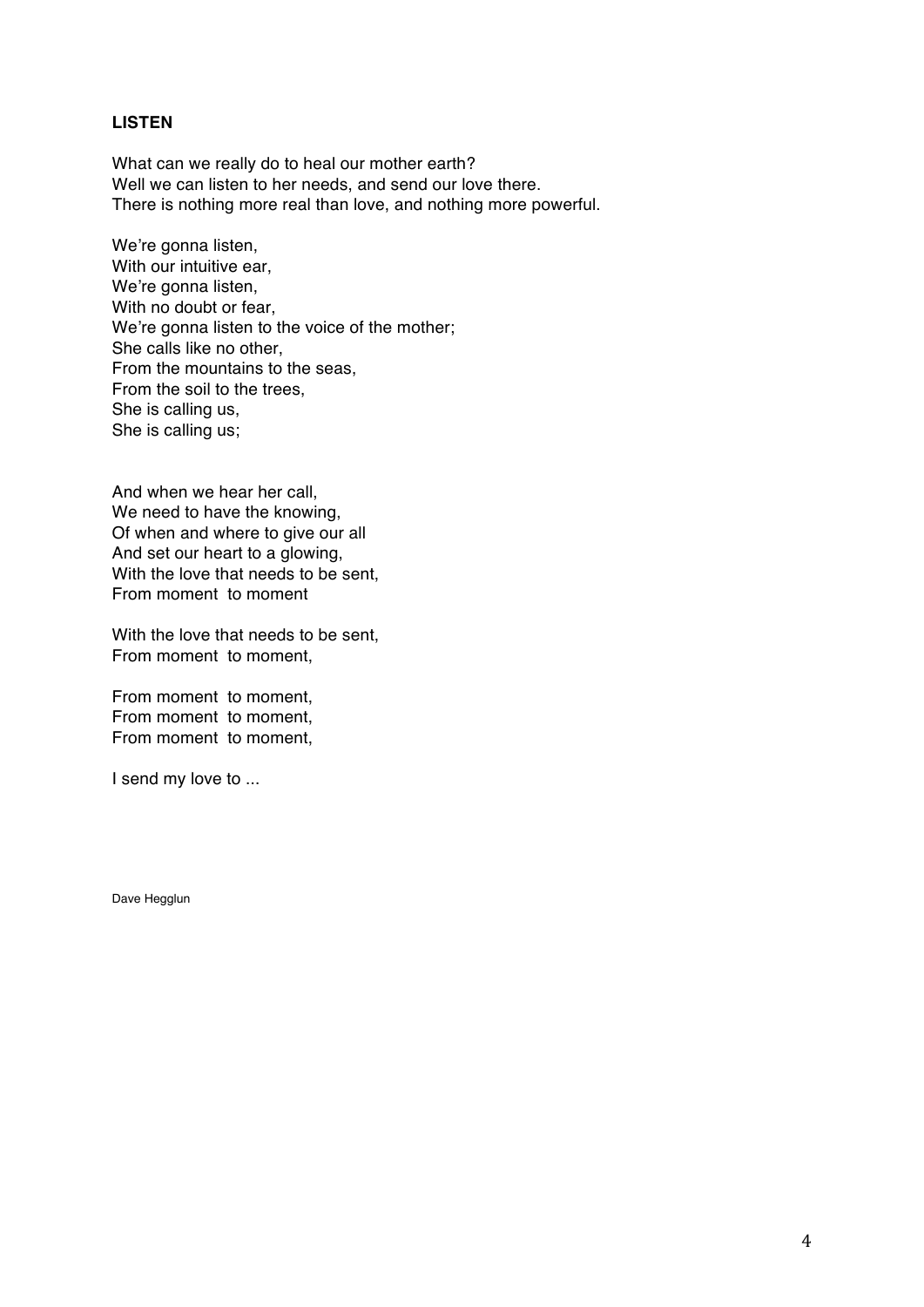**LISTEN**

What can we really do to heal our mother earth?
Well we can listen to her needs, and send our love there.
There is nothing more real than love, and nothing more powerful.

We're gonna listen,
With our intuitive ear,
We're gonna listen,
With no doubt or fear,
We're gonna listen to the voice of the mother;
She calls like no other,
From the mountains to the seas,
From the soil to the trees,
She is calling us,
She is calling us;

And when we hear her call,
We need to have the knowing,
Of when and where to give our all
And set our heart to a glowing,
With the love that needs to be sent,
From moment to moment

With the love that needs to be sent,
From moment to moment,

From moment to moment,
From moment to moment,
From moment to moment,

I send my love to ...

Dave Hegglun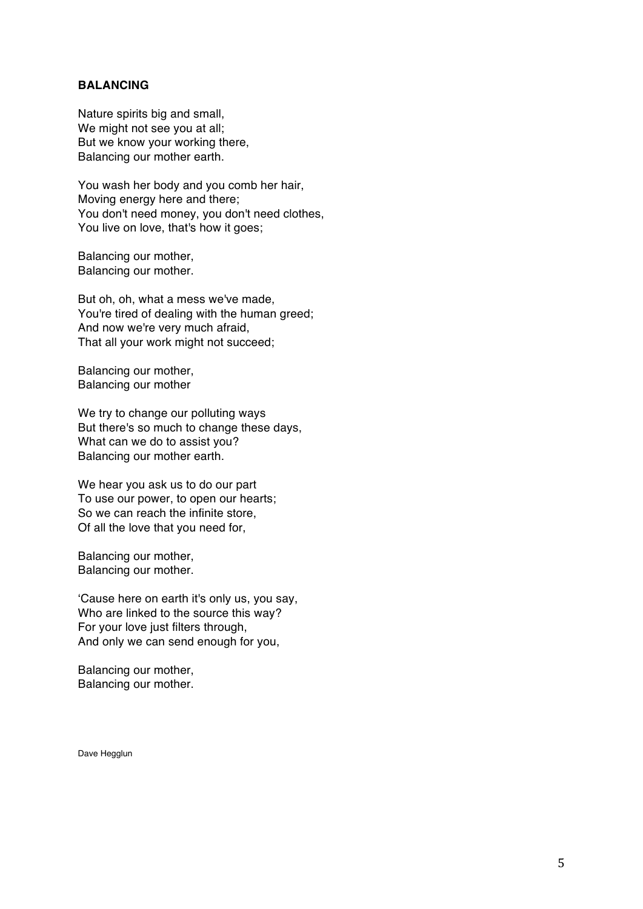**BALANCING**

Nature spirits big and small,
We might not see you at all;
But we know your working there,
Balancing our mother earth.

You wash her body and you comb her hair,
Moving energy here and there;
You don't need money, you don't need clothes,
You live on love, that's how it goes;

Balancing our mother,
Balancing our mother.

But oh, oh, what a mess we've made,
You're tired of dealing with the human greed;
And now we're very much afraid,
That all your work might not succeed;

Balancing our mother,
Balancing our mother

We try to change our polluting ways
But there's so much to change these days,
What can we do to assist you?
Balancing our mother earth.

We hear you ask us to do our part
To use our power, to open our hearts;
So we can reach the infinite store,
Of all the love that you need for,

Balancing our mother,
Balancing our mother.

'Cause here on earth it's only us, you say,
Who are linked to the source this way?
For your love just filters through,
And only we can send enough for you,

Balancing our mother,
Balancing our mother.

Dave Hegglun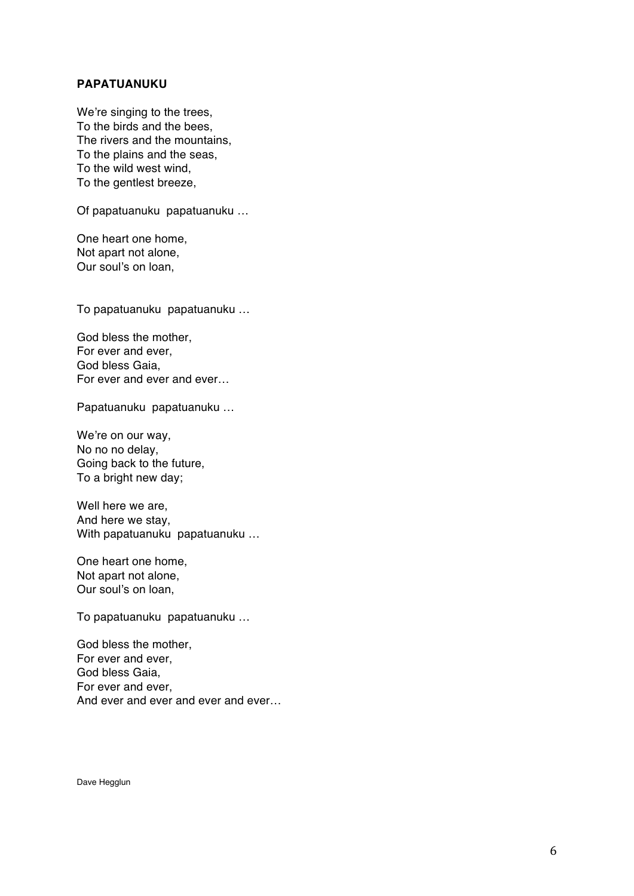## PAPATUANUKU

We're singing to the trees,
To the birds and the bees,
The rivers and the mountains,
To the plains and the seas,
To the wild west wind,
To the gentlest breeze,

Of papatuanuku  papatuanuku …

One heart one home,
Not apart not alone,
Our soul's on loan,

To papatuanuku  papatuanuku …

God bless the mother,
For ever and ever,
God bless Gaia,
For ever and ever and ever…

Papatuanuku  papatuanuku …

We're on our way,
No no no delay,
Going back to the future,
To a bright new day;

Well here we are,
And here we stay,
With papatuanuku  papatuanuku …

One heart one home,
Not apart not alone,
Our soul's on loan,

To papatuanuku  papatuanuku …

God bless the mother,
For ever and ever,
God bless Gaia,
For ever and ever,
And ever and ever and ever and ever…

Dave Hegglun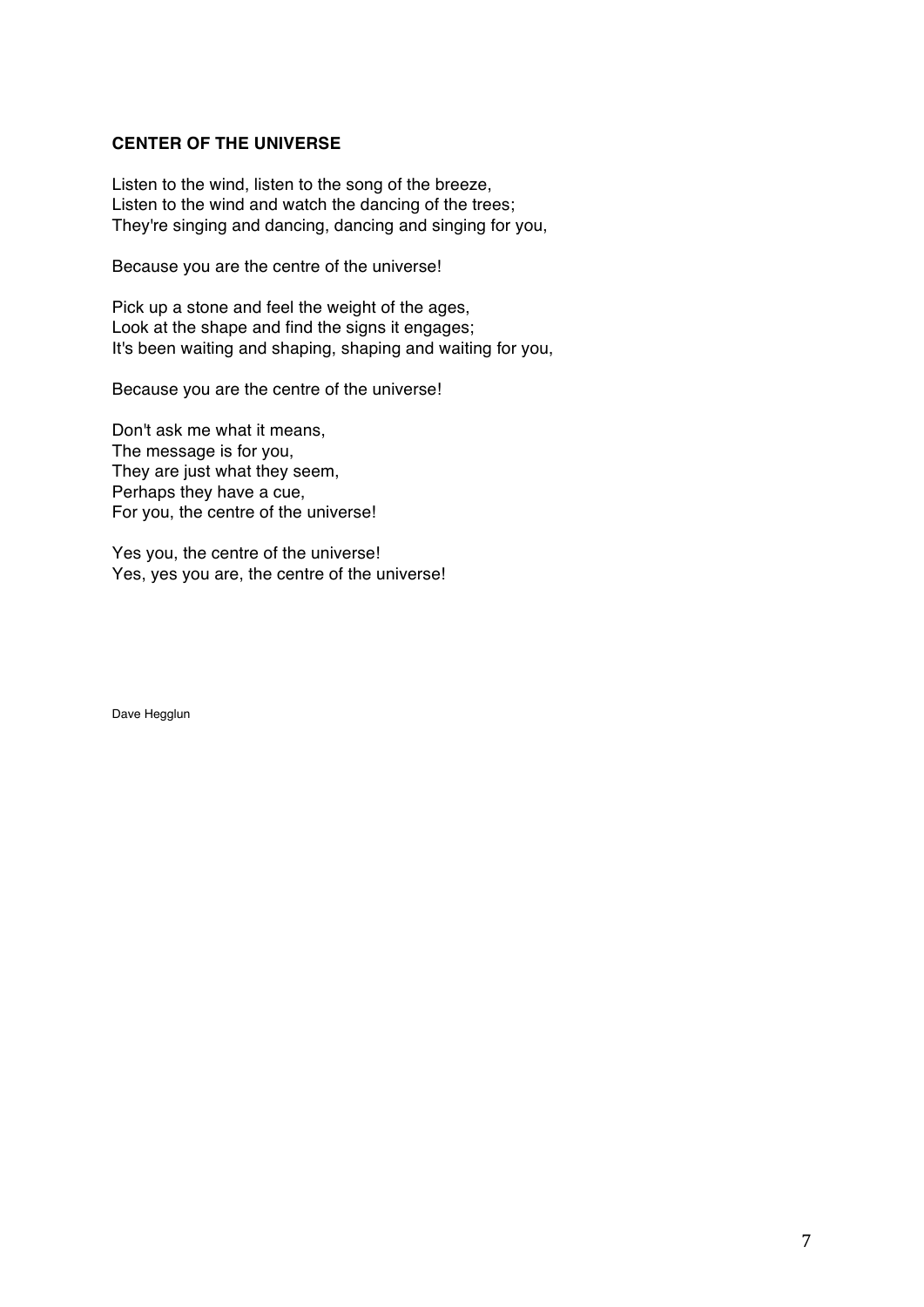**CENTER OF THE UNIVERSE**

Listen to the wind, listen to the song of the breeze,
Listen to the wind and watch the dancing of the trees;
They're singing and dancing, dancing and singing for you,

Because you are the centre of the universe!

Pick up a stone and feel the weight of the ages,
Look at the shape and find the signs it engages;
It's been waiting and shaping, shaping and waiting for you,

Because you are the centre of the universe!

Don't ask me what it means,
The message is for you,
They are just what they seem,
Perhaps they have a cue,
For you, the centre of the universe!

Yes you, the centre of the universe!
Yes, yes you are, the centre of the universe!

Dave Hegglun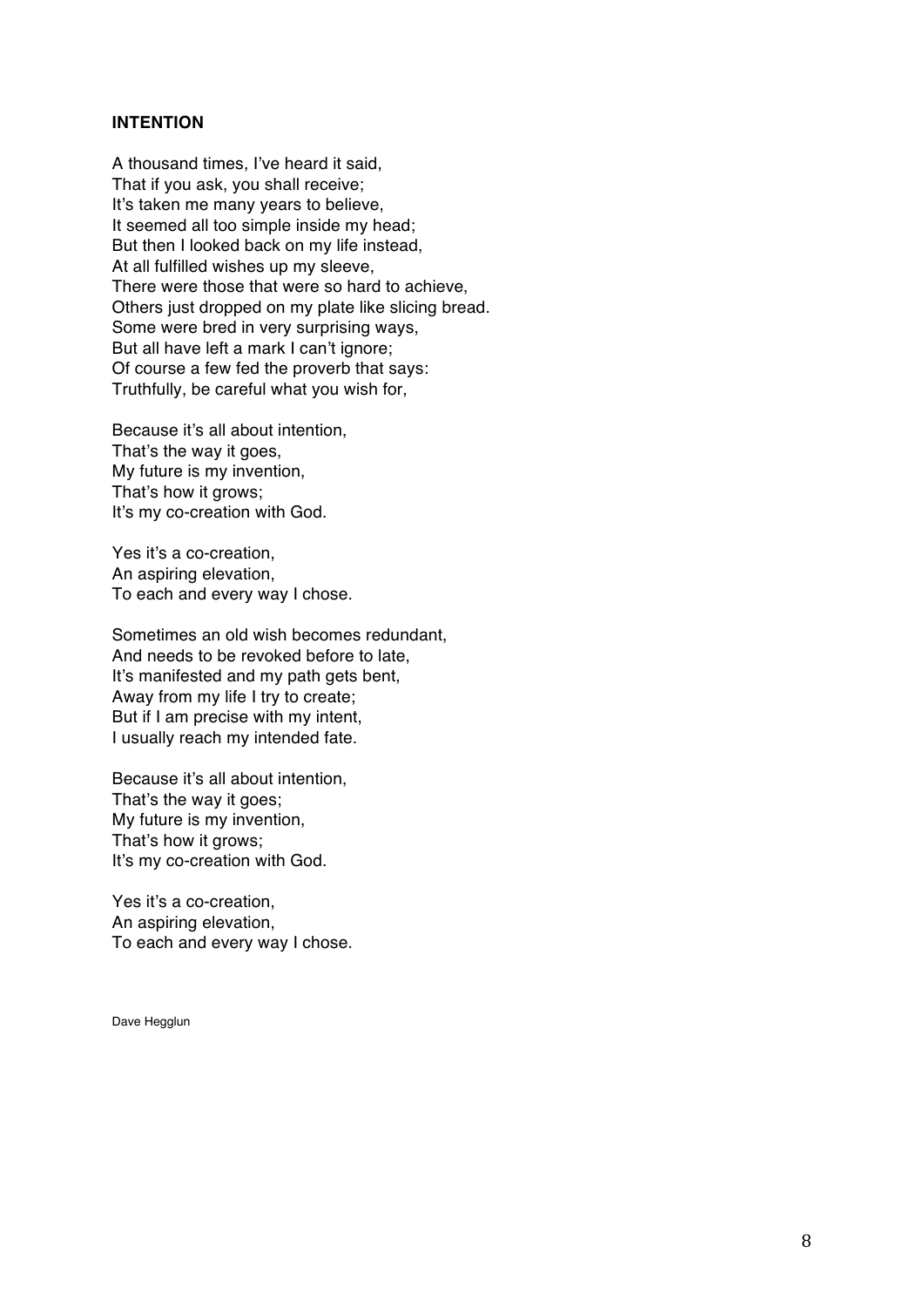**INTENTION**

A thousand times, I've heard it said,
That if you ask, you shall receive;
It's taken me many years to believe,
It seemed all too simple inside my head;
But then I looked back on my life instead,
At all fulfilled wishes up my sleeve,
There were those that were so hard to achieve,
Others just dropped on my plate like slicing bread.
Some were bred in very surprising ways,
But all have left a mark I can't ignore;
Of course a few fed the proverb that says:
Truthfully, be careful what you wish for,

Because it's all about intention,
That's the way it goes,
My future is my invention,
That's how it grows;
It's my co-creation with God.

Yes it's a co-creation,
An aspiring elevation,
To each and every way I chose.

Sometimes an old wish becomes redundant,
And needs to be revoked before to late,
It's manifested and my path gets bent,
Away from my life I try to create;
But if I am precise with my intent,
I usually reach my intended fate.

Because it's all about intention,
That's the way it goes;
My future is my invention,
That's how it grows;
It's my co-creation with God.

Yes it's a co-creation,
An aspiring elevation,
To each and every way I chose.

Dave Hegglun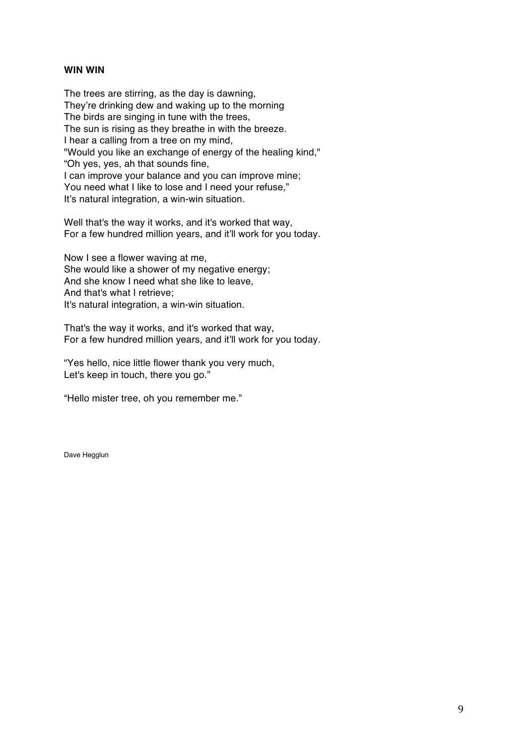## WIN WIN

The trees are stirring, as the day is dawning,
They're drinking dew and waking up to the morning
The birds are singing in tune with the trees,
The sun is rising as they breathe in with the breeze.
I hear a calling from a tree on my mind,
"Would you like an exchange of energy of the healing kind,"
"Oh yes, yes, ah that sounds fine,
I can improve your balance and you can improve mine;
You need what I like to lose and I need your refuse,"
It's natural integration, a win-win situation.

Well that's the way it works, and it's worked that way,
For a few hundred million years, and it'll work for you today.

Now I see a flower waving at me,
She would like a shower of my negative energy;
And she know I need what she like to leave,
And that's what I retrieve;
It's natural integration, a win-win situation.

That's the way it works, and it's worked that way,
For a few hundred million years, and it'll work for you today.

"Yes hello, nice little flower thank you very much,
Let's keep in touch, there you go."

"Hello mister tree, oh you remember me."

Dave Hegglun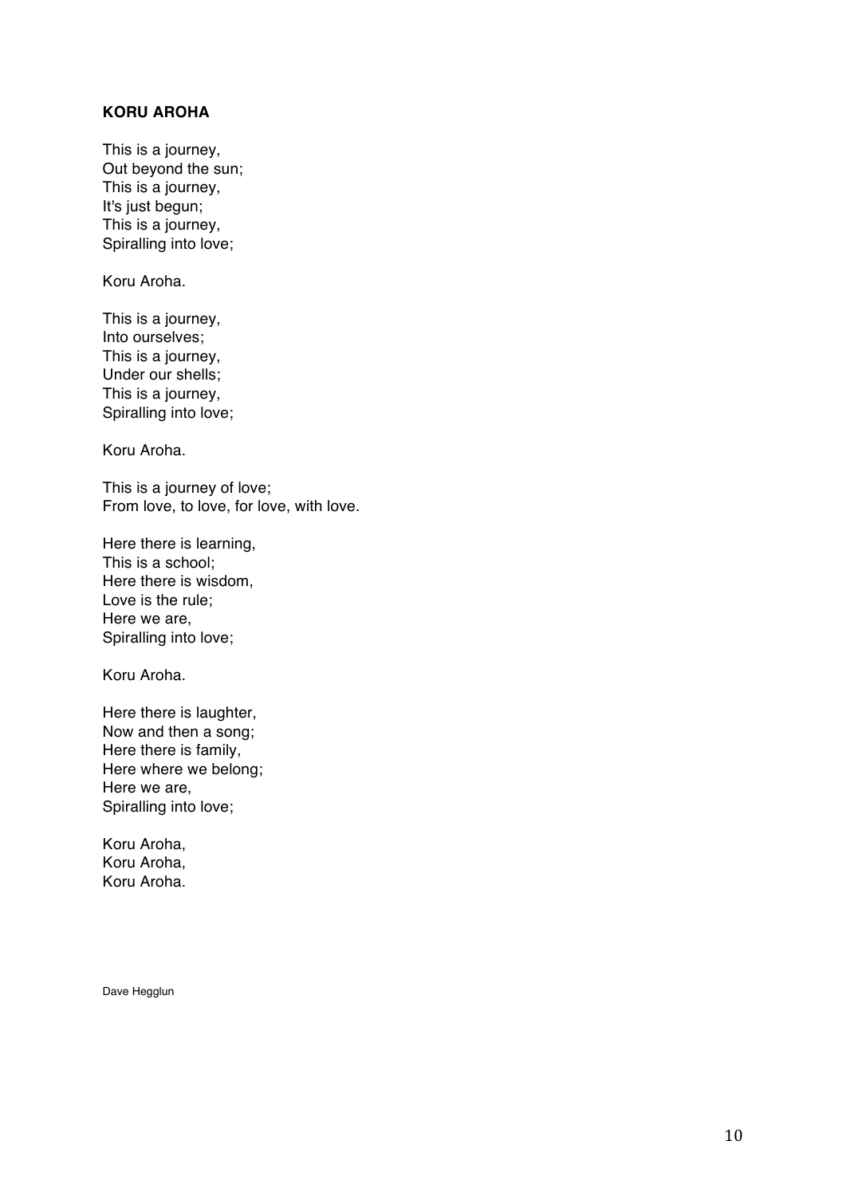**KORU AROHA**

This is a journey,  
Out beyond the sun;  
This is a journey,  
It's just begun;  
This is a journey,  
Spiralling into love;

Koru Aroha.

This is a journey,  
Into ourselves;  
This is a journey,  
Under our shells;  
This is a journey,  
Spiralling into love;

Koru Aroha.

This is a journey of love;  
From love, to love, for love, with love.

Here there is learning,  
This is a school;  
Here there is wisdom,  
Love is the rule;  
Here we are,  
Spiralling into love;

Koru Aroha.

Here there is laughter,  
Now and then a song;  
Here there is family,  
Here where we belong;  
Here we are,  
Spiralling into love;

Koru Aroha,  
Koru Aroha,  
Koru Aroha.

Dave Hegglun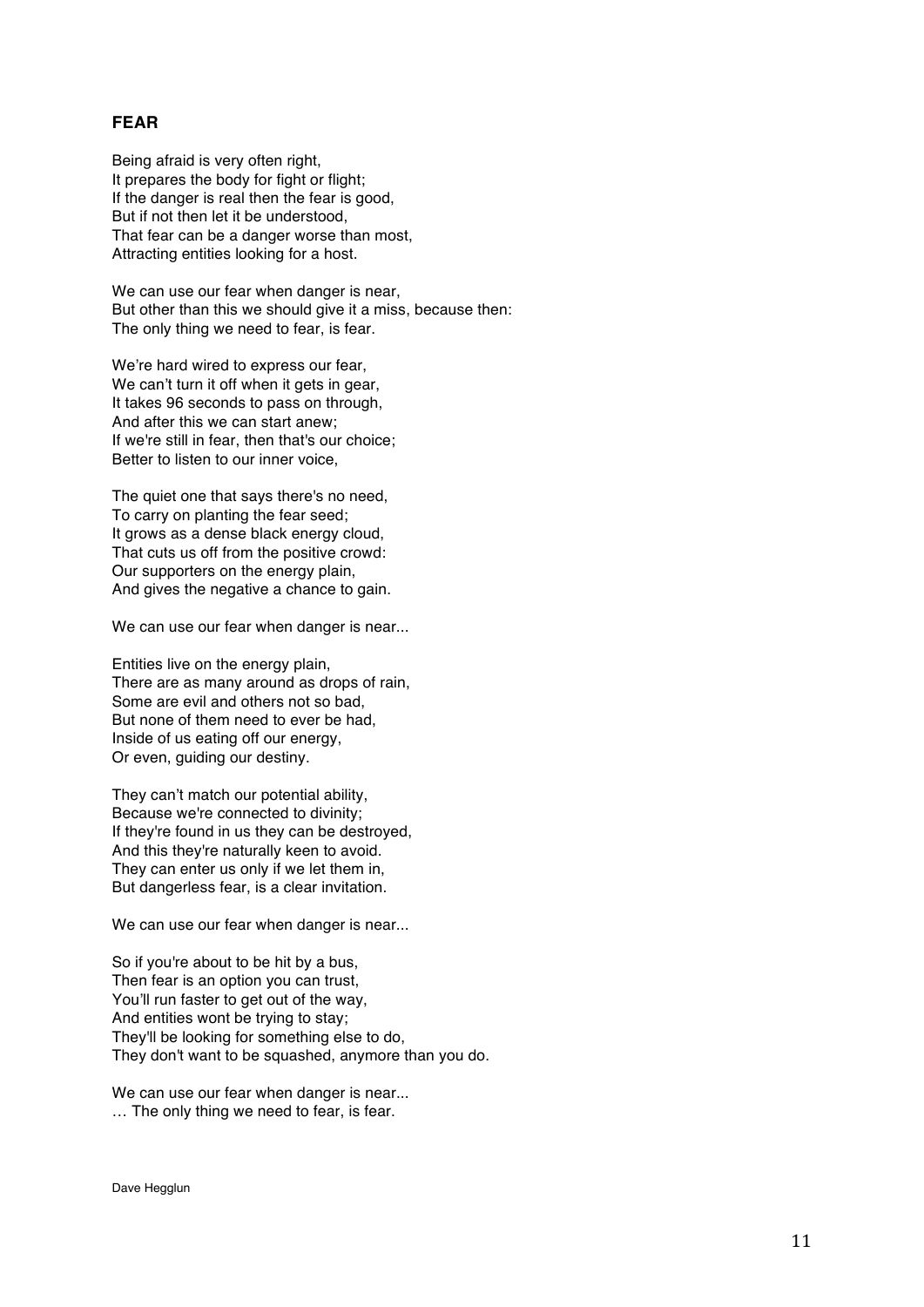## FEAR

Being afraid is very often right,  
It prepares the body for fight or flight;  
If the danger is real then the fear is good,  
But if not then let it be understood,  
That fear can be a danger worse than most,  
Attracting entities looking for a host.

We can use our fear when danger is near,  
But other than this we should give it a miss, because then:  
The only thing we need to fear, is fear.

We're hard wired to express our fear,  
We can't turn it off when it gets in gear,  
It takes 96 seconds to pass on through,  
And after this we can start anew;  
If we're still in fear, then that's our choice;  
Better to listen to our inner voice,

The quiet one that says there's no need,  
To carry on planting the fear seed;  
It grows as a dense black energy cloud,  
That cuts us off from the positive crowd:  
Our supporters on the energy plain,  
And gives the negative a chance to gain.

We can use our fear when danger is near...

Entities live on the energy plain,  
There are as many around as drops of rain,  
Some are evil and others not so bad,  
But none of them need to ever be had,  
Inside of us eating off our energy,  
Or even, guiding our destiny.

They can't match our potential ability,  
Because we're connected to divinity;  
If they're found in us they can be destroyed,  
And this they're naturally keen to avoid.  
They can enter us only if we let them in,  
But dangerless fear, is a clear invitation.

We can use our fear when danger is near...

So if you're about to be hit by a bus,  
Then fear is an option you can trust,  
You'll run faster to get out of the way,  
And entities wont be trying to stay;  
They'll be looking for something else to do,  
They don't want to be squashed, anymore than you do.

We can use our fear when danger is near...  
… The only thing we need to fear, is fear.

Dave Hegglun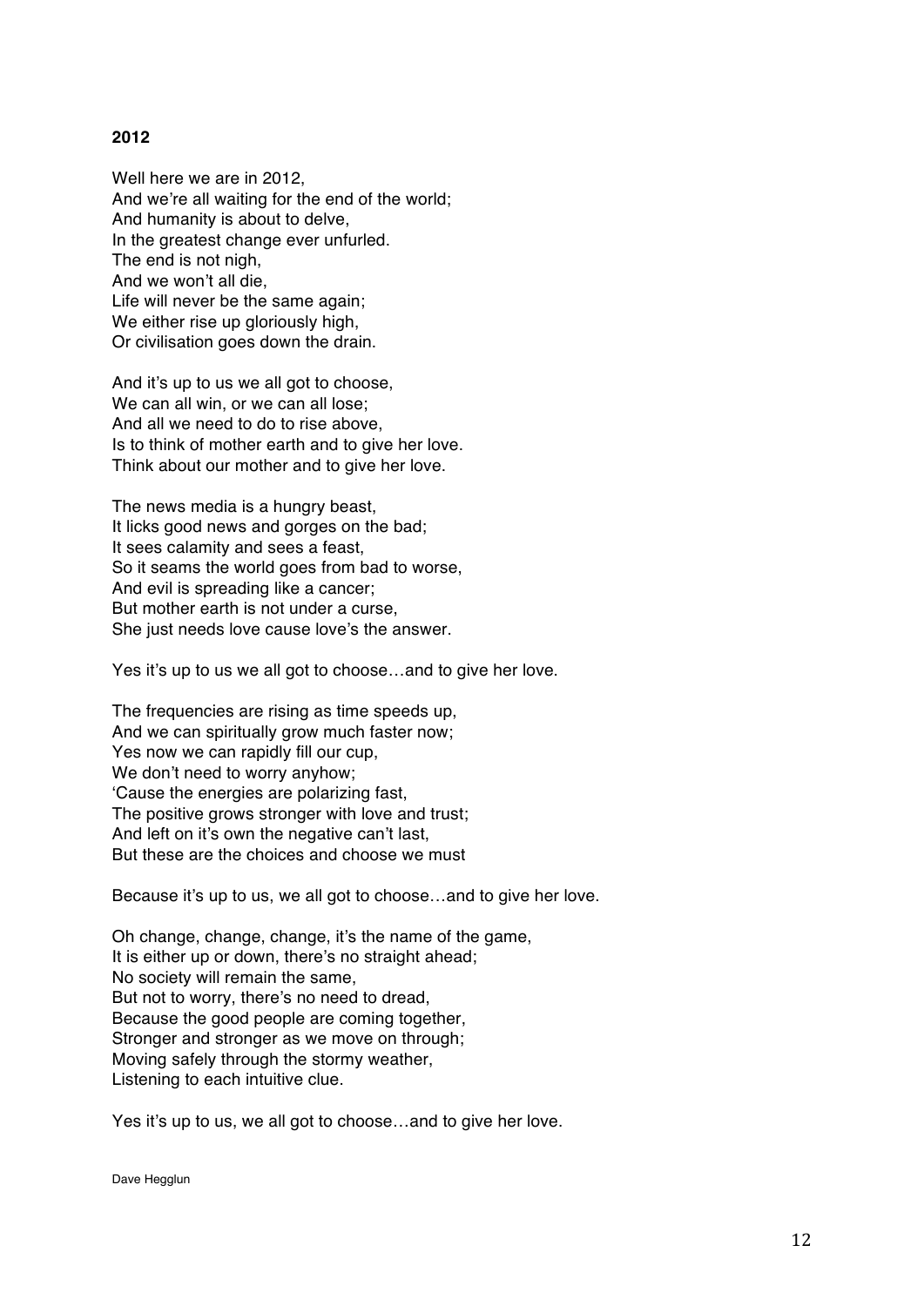**2012**

Well here we are in 2012,
And we're all waiting for the end of the world;
And humanity is about to delve,
In the greatest change ever unfurled.
The end is not nigh,
And we won't all die,
Life will never be the same again;
We either rise up gloriously high,
Or civilisation goes down the drain.

And it's up to us we all got to choose,
We can all win, or we can all lose;
And all we need to do to rise above,
Is to think of mother earth and to give her love.
Think about our mother and to give her love.

The news media is a hungry beast,
It licks good news and gorges on the bad;
It sees calamity and sees a feast,
So it seams the world goes from bad to worse,
And evil is spreading like a cancer;
But mother earth is not under a curse,
She just needs love cause love's the answer.

Yes it's up to us we all got to choose…and to give her love.

The frequencies are rising as time speeds up,
And we can spiritually grow much faster now;
Yes now we can rapidly fill our cup,
We don't need to worry anyhow;
'Cause the energies are polarizing fast,
The positive grows stronger with love and trust;
And left on it's own the negative can't last,
But these are the choices and choose we must

Because it's up to us, we all got to choose…and to give her love.

Oh change, change, change, it's the name of the game,
It is either up or down, there's no straight ahead;
No society will remain the same,
But not to worry, there's no need to dread,
Because the good people are coming together,
Stronger and stronger as we move on through;
Moving safely through the stormy weather,
Listening to each intuitive clue.

Yes it's up to us, we all got to choose…and to give her love.

Dave Hegglun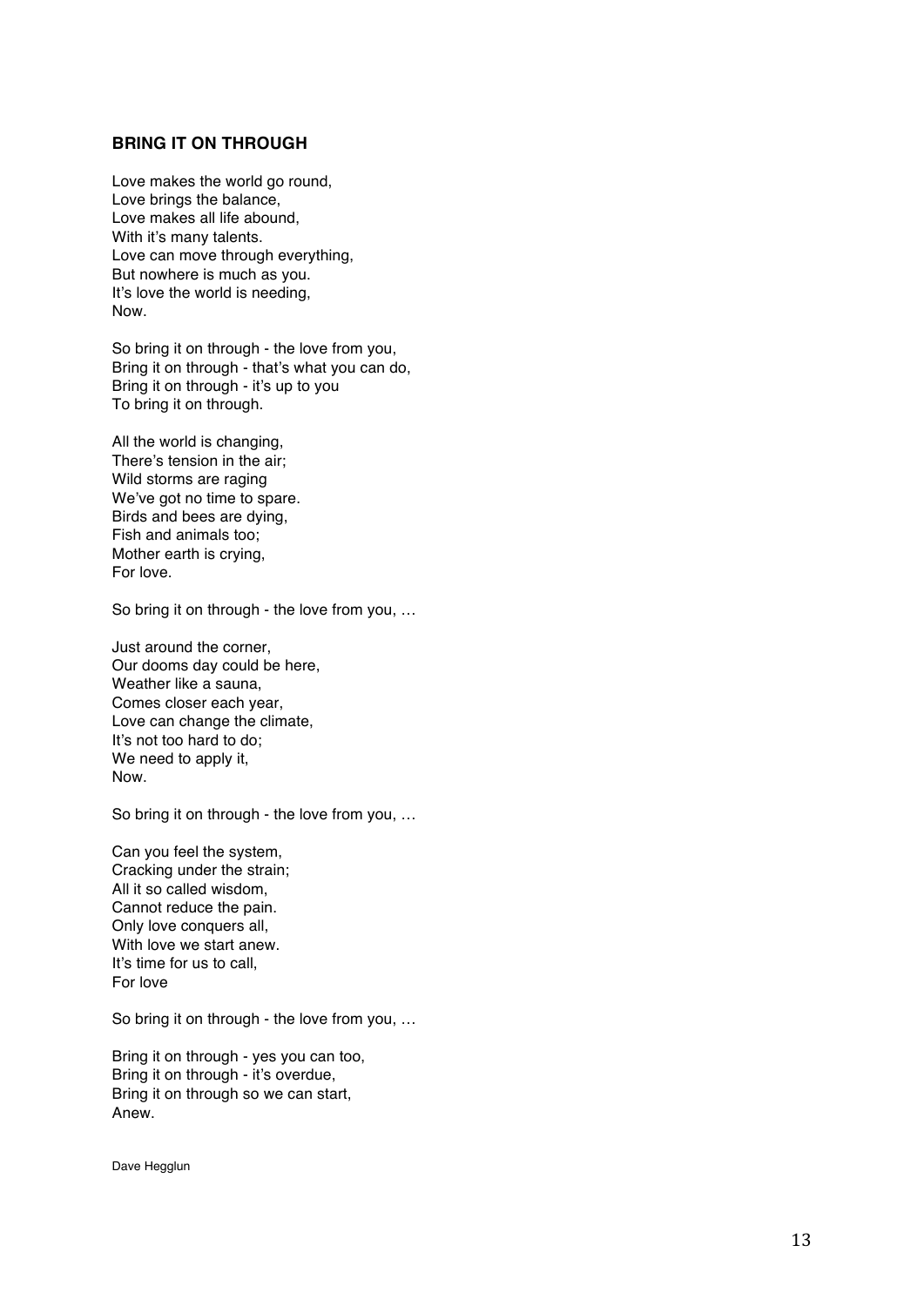## BRING IT ON THROUGH

Love makes the world go round,  
Love brings the balance,  
Love makes all life abound,  
With it's many talents.  
Love can move through everything,  
But nowhere is much as you.  
It's love the world is needing,  
Now.

So bring it on through - the love from you,  
Bring it on through - that's what you can do,  
Bring it on through - it's up to you  
To bring it on through.

All the world is changing,  
There's tension in the air;  
Wild storms are raging  
We've got no time to spare.  
Birds and bees are dying,  
Fish and animals too;  
Mother earth is crying,  
For love.

So bring it on through - the love from you, …

Just around the corner,  
Our dooms day could be here,  
Weather like a sauna,  
Comes closer each year,  
Love can change the climate,  
It's not too hard to do;  
We need to apply it,  
Now.

So bring it on through - the love from you, …

Can you feel the system,  
Cracking under the strain;  
All it so called wisdom,  
Cannot reduce the pain.  
Only love conquers all,  
With love we start anew.  
It's time for us to call,  
For love

So bring it on through - the love from you, …

Bring it on through - yes you can too,  
Bring it on through - it's overdue,  
Bring it on through so we can start,  
Anew.

Dave Hegglun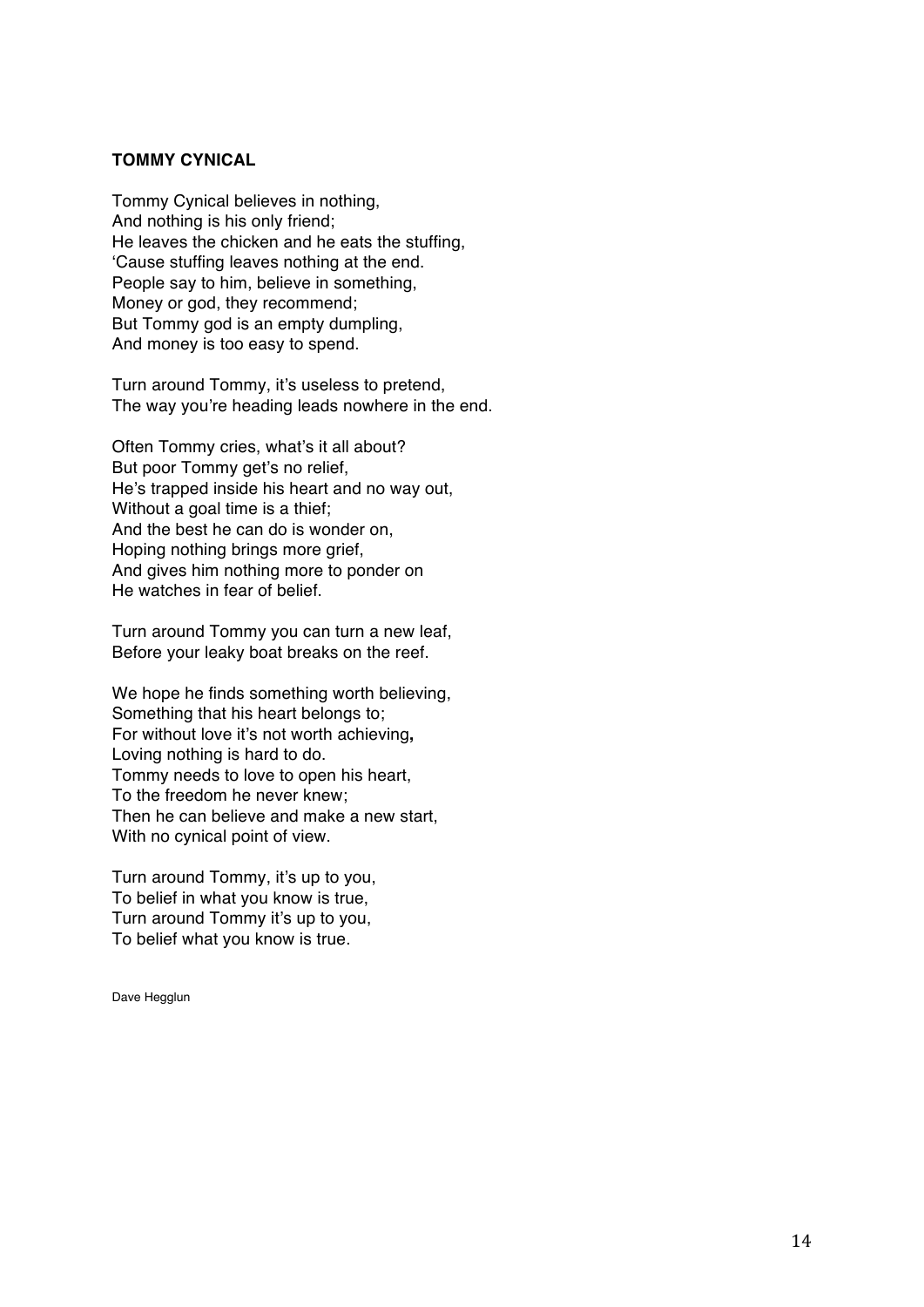**TOMMY CYNICAL**

Tommy Cynical believes in nothing,  
And nothing is his only friend;  
He leaves the chicken and he eats the stuffing,  
'Cause stuffing leaves nothing at the end.  
People say to him, believe in something,  
Money or god, they recommend;  
But Tommy god is an empty dumpling,  
And money is too easy to spend.

Turn around Tommy, it's useless to pretend,  
The way you're heading leads nowhere in the end.

Often Tommy cries, what's it all about?  
But poor Tommy get's no relief,  
He's trapped inside his heart and no way out,  
Without a goal time is a thief;  
And the best he can do is wonder on,  
Hoping nothing brings more grief,  
And gives him nothing more to ponder on  
He watches in fear of belief.

Turn around Tommy you can turn a new leaf,  
Before your leaky boat breaks on the reef.

We hope he finds something worth believing,  
Something that his heart belongs to;  
For without love it's not worth achieving**,**  
Loving nothing is hard to do.  
Tommy needs to love to open his heart,  
To the freedom he never knew;  
Then he can believe and make a new start,  
With no cynical point of view.

Turn around Tommy, it's up to you,  
To belief in what you know is true,  
Turn around Tommy it's up to you,  
To belief what you know is true.

Dave Hegglun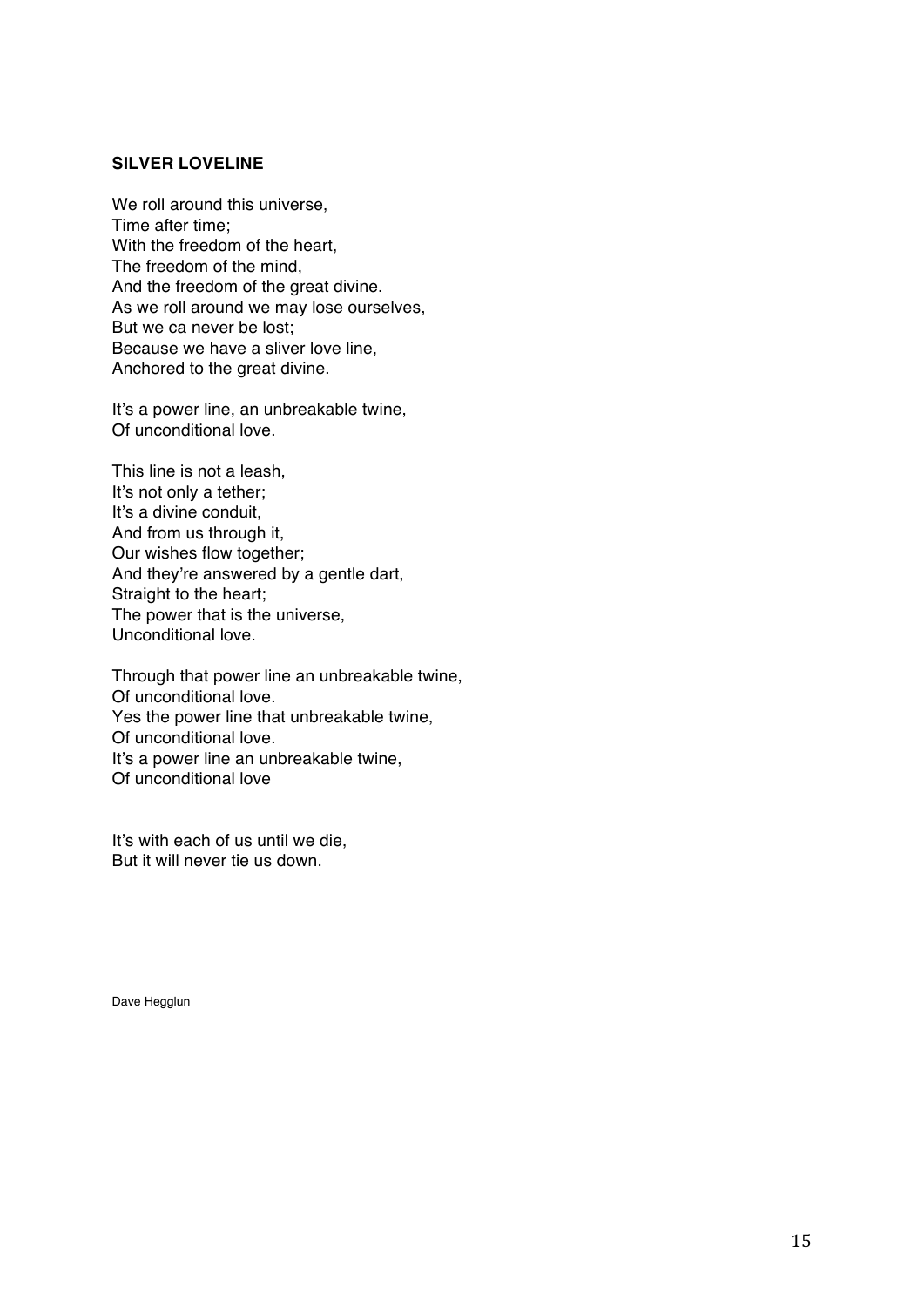**SILVER LOVELINE**

We roll around this universe,  
Time after time;  
With the freedom of the heart,  
The freedom of the mind,  
And the freedom of the great divine.  
As we roll around we may lose ourselves,  
But we ca never be lost;  
Because we have a sliver love line,  
Anchored to the great divine.

It's a power line, an unbreakable twine,  
Of unconditional love.

This line is not a leash,  
It's not only a tether;  
It's a divine conduit,  
And from us through it,  
Our wishes flow together;  
And they're answered by a gentle dart,  
Straight to the heart;  
The power that is the universe,  
Unconditional love.

Through that power line an unbreakable twine,  
Of unconditional love.  
Yes the power line that unbreakable twine,  
Of unconditional love.  
It's a power line an unbreakable twine,  
Of unconditional love

It's with each of us until we die,  
But it will never tie us down.

Dave Hegglun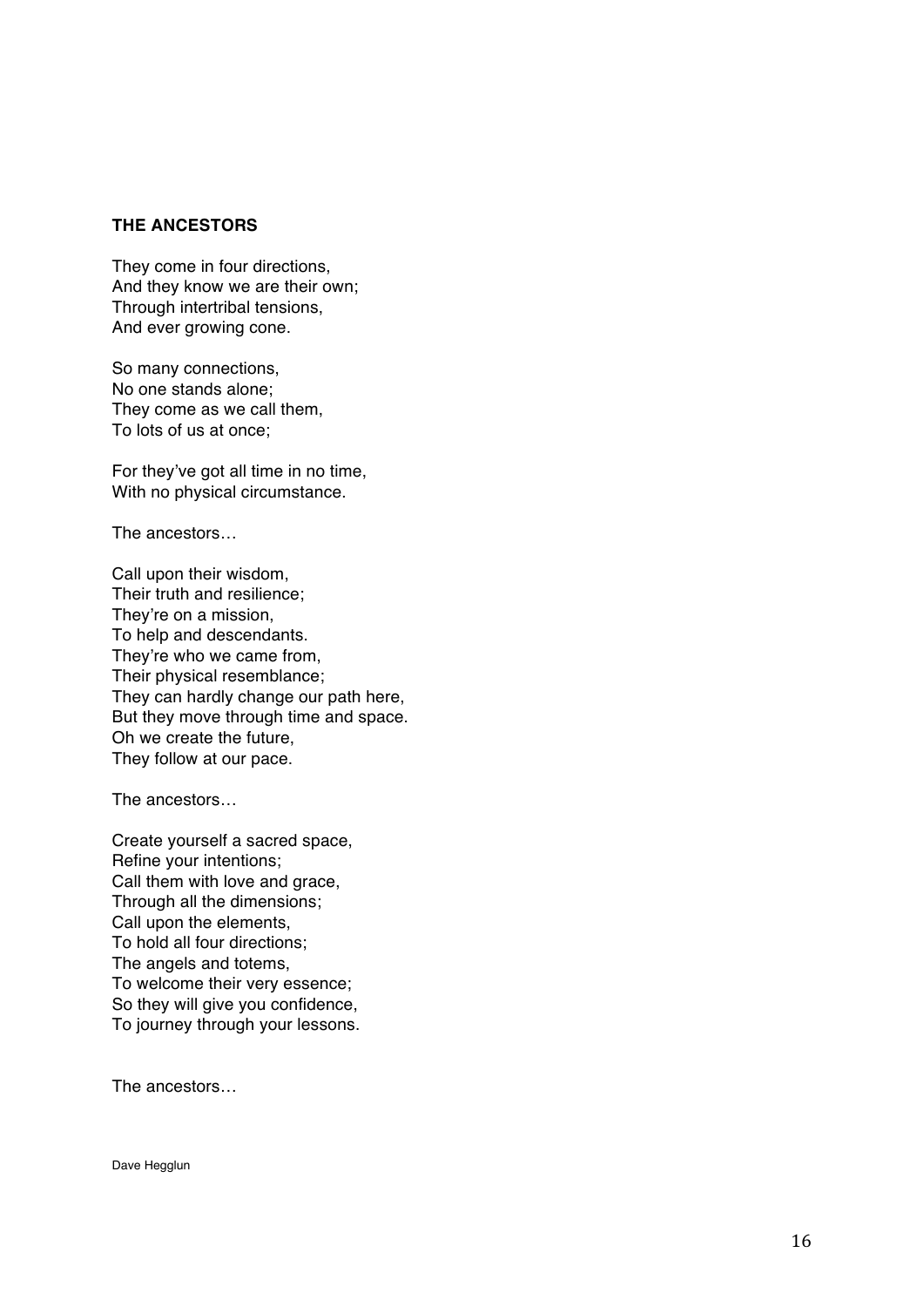## THE ANCESTORS

They come in four directions,  
And they know we are their own;  
Through intertribal tensions,  
And ever growing cone.

So many connections,  
No one stands alone;  
They come as we call them,  
To lots of us at once;

For they've got all time in no time,  
With no physical circumstance.

The ancestors…

Call upon their wisdom,  
Their truth and resilience;  
They're on a mission,  
To help and descendants.  
They're who we came from,  
Their physical resemblance;  
They can hardly change our path here,  
But they move through time and space.  
Oh we create the future,  
They follow at our pace.

The ancestors…

Create yourself a sacred space,  
Refine your intentions;  
Call them with love and grace,  
Through all the dimensions;  
Call upon the elements,  
To hold all four directions;  
The angels and totems,  
To welcome their very essence;  
So they will give you confidence,  
To journey through your lessons.

The ancestors…

Dave Hegglun